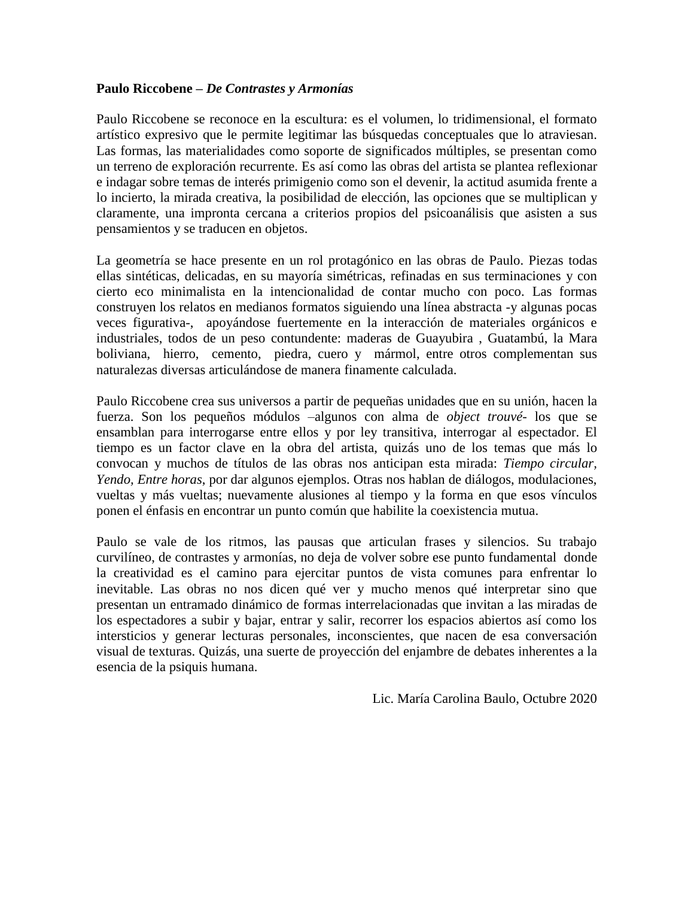**Paulo Riccobene – *De Contrastes y Armonías***

Paulo Riccobene se reconoce en la escultura: es el volumen, lo tridimensional, el formato artístico expresivo que le permite legitimar las búsquedas conceptuales que lo atraviesan. Las formas, las materialidades como soporte de significados múltiples, se presentan como un terreno de exploración recurrente. Es así como las obras del artista se plantea reflexionar e indagar sobre temas de interés primigenio como son el devenir, la actitud asumida frente a lo incierto, la mirada creativa, la posibilidad de elección, las opciones que se multiplican y claramente, una impronta cercana a criterios propios del psicoanálisis que asisten a sus pensamientos y se traducen en objetos.

La geometría se hace presente en un rol protagónico en las obras de Paulo. Piezas todas ellas sintéticas, delicadas, en su mayoría simétricas, refinadas en sus terminaciones y con cierto eco minimalista en la intencionalidad de contar mucho con poco. Las formas construyen los relatos en medianos formatos siguiendo una línea abstracta -y algunas pocas veces figurativa-, apoyándose fuertemente en la interacción de materiales orgánicos e industriales, todos de un peso contundente: maderas de Guayubira , Guatambú, la Mara boliviana, hierro, cemento, piedra, cuero y mármol, entre otros complementan sus naturalezas diversas articulándose de manera finamente calculada.

Paulo Riccobene crea sus universos a partir de pequeñas unidades que en su unión, hacen la fuerza. Son los pequeños módulos –algunos con alma de *object trouvé*- los que se ensamblan para interrogarse entre ellos y por ley transitiva, interrogar al espectador. El tiempo es un factor clave en la obra del artista, quizás uno de los temas que más lo convocan y muchos de títulos de las obras nos anticipan esta mirada: *Tiempo circular*, *Yendo, Entre horas*, por dar algunos ejemplos. Otras nos hablan de diálogos, modulaciones, vueltas y más vueltas; nuevamente alusiones al tiempo y la forma en que esos vínculos ponen el énfasis en encontrar un punto común que habilite la coexistencia mutua.

Paulo se vale de los ritmos, las pausas que articulan frases y silencios. Su trabajo curvilíneo, de contrastes y armonías, no deja de volver sobre ese punto fundamental donde la creatividad es el camino para ejercitar puntos de vista comunes para enfrentar lo inevitable. Las obras no nos dicen qué ver y mucho menos qué interpretar sino que presentan un entramado dinámico de formas interrelacionadas que invitan a las miradas de los espectadores a subir y bajar, entrar y salir, recorrer los espacios abiertos así como los intersticios y generar lecturas personales, inconscientes, que nacen de esa conversación visual de texturas. Quizás, una suerte de proyección del enjambre de debates inherentes a la esencia de la psiquis humana.

Lic. María Carolina Baulo, Octubre 2020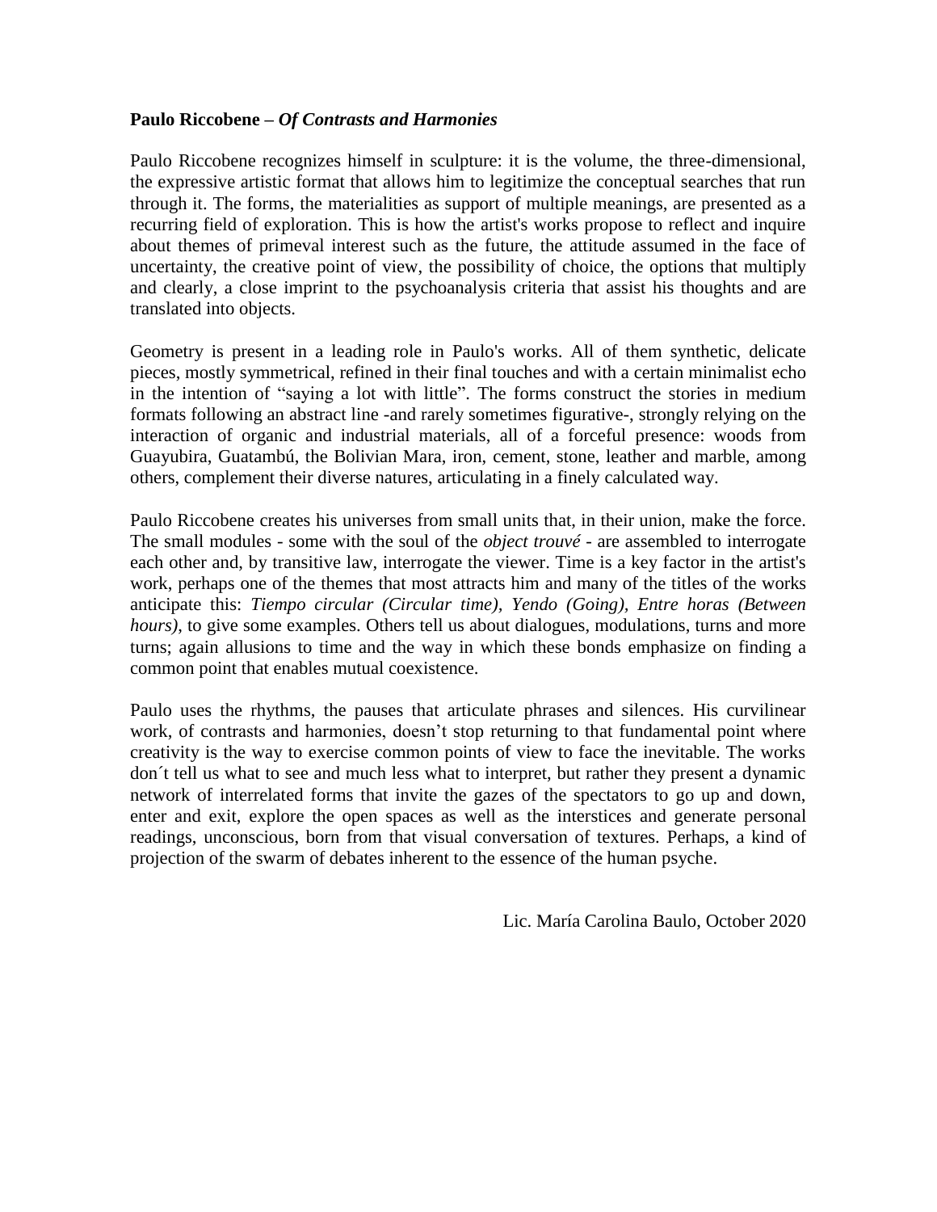**Paulo Riccobene –** ***Of Contrasts and Harmonies***

Paulo Riccobene recognizes himself in sculpture: it is the volume, the three-dimensional, the expressive artistic format that allows him to legitimize the conceptual searches that run through it. The forms, the materialities as support of multiple meanings, are presented as a recurring field of exploration. This is how the artist's works propose to reflect and inquire about themes of primeval interest such as the future, the attitude assumed in the face of uncertainty, the creative point of view, the possibility of choice, the options that multiply and clearly, a close imprint to the psychoanalysis criteria that assist his thoughts and are translated into objects.

Geometry is present in a leading role in Paulo's works. All of them synthetic, delicate pieces, mostly symmetrical, refined in their final touches and with a certain minimalist echo in the intention of "saying a lot with little". The forms construct the stories in medium formats following an abstract line -and rarely sometimes figurative-, strongly relying on the interaction of organic and industrial materials, all of a forceful presence: woods from Guayubira, Guatambú, the Bolivian Mara, iron, cement, stone, leather and marble, among others, complement their diverse natures, articulating in a finely calculated way.

Paulo Riccobene creates his universes from small units that, in their union, make the force. The small modules - some with the soul of the *object trouvé* - are assembled to interrogate each other and, by transitive law, interrogate the viewer. Time is a key factor in the artist's work, perhaps one of the themes that most attracts him and many of the titles of the works anticipate this: *Tiempo circular (Circular time), Yendo (Going), Entre horas (Between hours)*, to give some examples. Others tell us about dialogues, modulations, turns and more turns; again allusions to time and the way in which these bonds emphasize on finding a common point that enables mutual coexistence.

Paulo uses the rhythms, the pauses that articulate phrases and silences. His curvilinear work, of contrasts and harmonies, doesn't stop returning to that fundamental point where creativity is the way to exercise common points of view to face the inevitable. The works don´t tell us what to see and much less what to interpret, but rather they present a dynamic network of interrelated forms that invite the gazes of the spectators to go up and down, enter and exit, explore the open spaces as well as the interstices and generate personal readings, unconscious, born from that visual conversation of textures. Perhaps, a kind of projection of the swarm of debates inherent to the essence of the human psyche.

Lic. María Carolina Baulo, October 2020